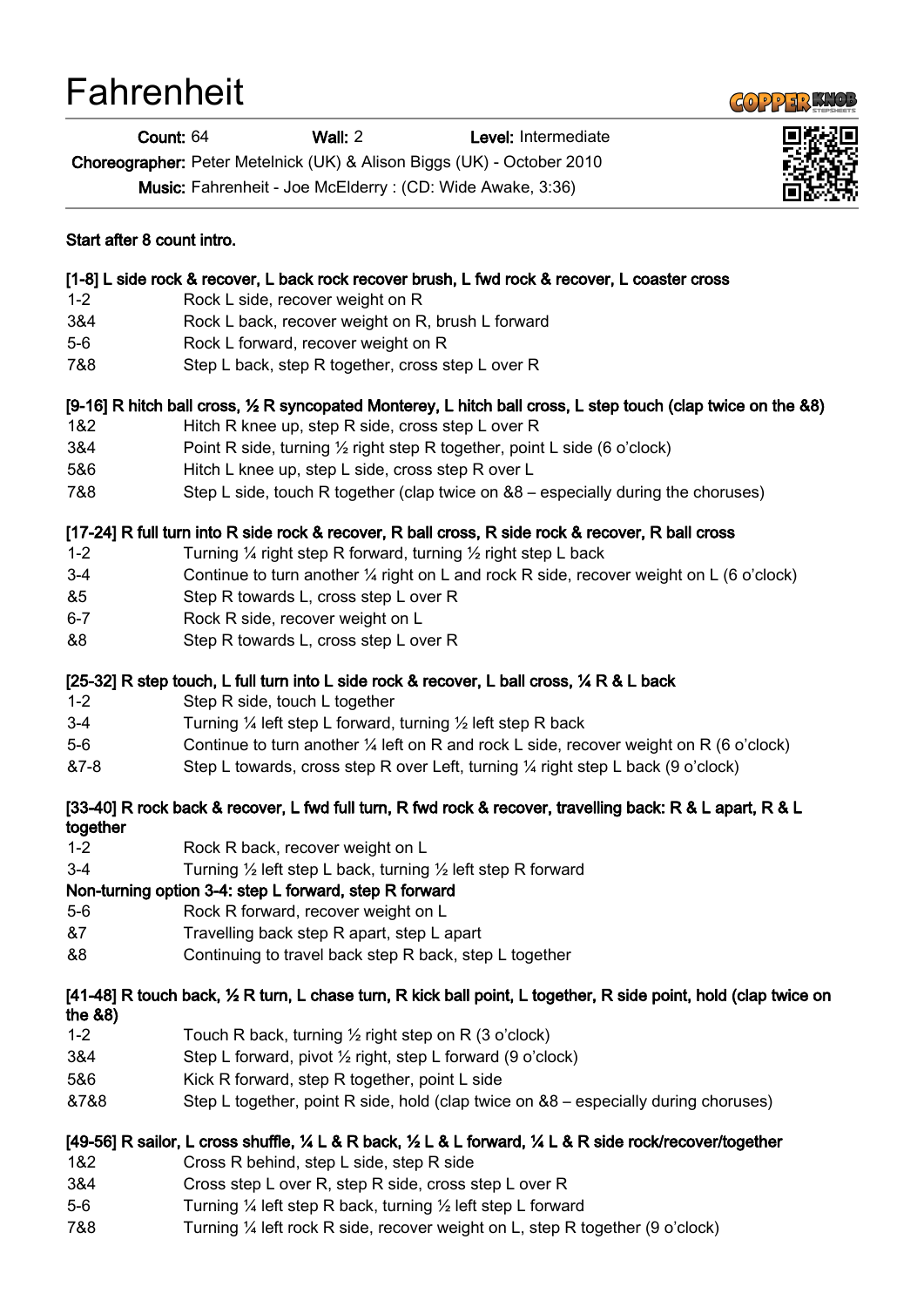# Fahrenheit

**Count:** 64 **Wall:** 2 **Level:** Intermediate

**Choreographer:** Peter Metelnick (UK) & Alison Biggs (UK) - October 2010

**Music:** Fahrenheit - Joe McElderry : (CD: Wide Awake, 3:36)

**Start after 8 count intro.**

**[1-8] L side rock & recover, L back rock recover brush, L fwd rock & recover, L coaster cross**

| | |
|---|---|
| 1-2 | Rock L side, recover weight on R |
| 3&4 | Rock L back, recover weight on R, brush L forward |
| 5-6 | Rock L forward, recover weight on R |
| 7&8 | Step L back, step R together, cross step L over R |

**[9-16] R hitch ball cross, ½ R syncopated Monterey, L hitch ball cross, L step touch (clap twice on the &8)**

| | |
|---|---|
| 1&2 | Hitch R knee up, step R side, cross step L over R |
| 3&4 | Point R side, turning ½ right step R together, point L side (6 o'clock) |
| 5&6 | Hitch L knee up, step L side, cross step R over L |
| 7&8 | Step L side, touch R together (clap twice on &8 – especially during the choruses) |

**[17-24] R full turn into R side rock & recover, R ball cross, R side rock & recover, R ball cross**

| | |
|---|---|
| 1-2 | Turning ¼ right step R forward, turning ½ right step L back |
| 3-4 | Continue to turn another ¼ right on L and rock R side, recover weight on L (6 o'clock) |
| &5 | Step R towards L, cross step L over R |
| 6-7 | Rock R side, recover weight on L |
| &8 | Step R towards L, cross step L over R |

**[25-32] R step touch, L full turn into L side rock & recover, L ball cross, ¼ R & L back**

| | |
|---|---|
| 1-2 | Step R side, touch L together |
| 3-4 | Turning ¼ left step L forward, turning ½ left step R back |
| 5-6 | Continue to turn another ¼ left on R and rock L side, recover weight on R (6 o'clock) |
| &7-8 | Step L towards, cross step R over Left, turning ¼ right step L back (9 o'clock) |

**[33-40] R rock back & recover, L fwd full turn, R fwd rock & recover, travelling back: R & L apart, R & L together**

| | |
|---|---|
| 1-2 | Rock R back, recover weight on L |
| 3-4 | Turning ½ left step L back, turning ½ left step R forward |

**Non-turning option 3-4: step L forward, step R forward**

| | |
|---|---|
| 5-6 | Rock R forward, recover weight on L |
| &7 | Travelling back step R apart, step L apart |
| &8 | Continuing to travel back step R back, step L together |

**[41-48] R touch back, ½ R turn, L chase turn, R kick ball point, L together, R side point, hold (clap twice on the &8)**

| | |
|---|---|
| 1-2 | Touch R back, turning ½ right step on R (3 o'clock) |
| 3&4 | Step L forward, pivot ½ right, step L forward (9 o'clock) |
| 5&6 | Kick R forward, step R together, point L side |
| &7&8 | Step L together, point R side, hold (clap twice on &8 – especially during choruses) |

**[49-56] R sailor, L cross shuffle, ¼ L & R back, ½ L & L forward, ¼ L & R side rock/recover/together**

| | |
|---|---|
| 1&2 | Cross R behind, step L side, step R side |
| 3&4 | Cross step L over R, step R side, cross step L over R |
| 5-6 | Turning ¼ left step R back, turning ½ left step L forward |
| 7&8 | Turning ¼ left rock R side, recover weight on L, step R together (9 o'clock) |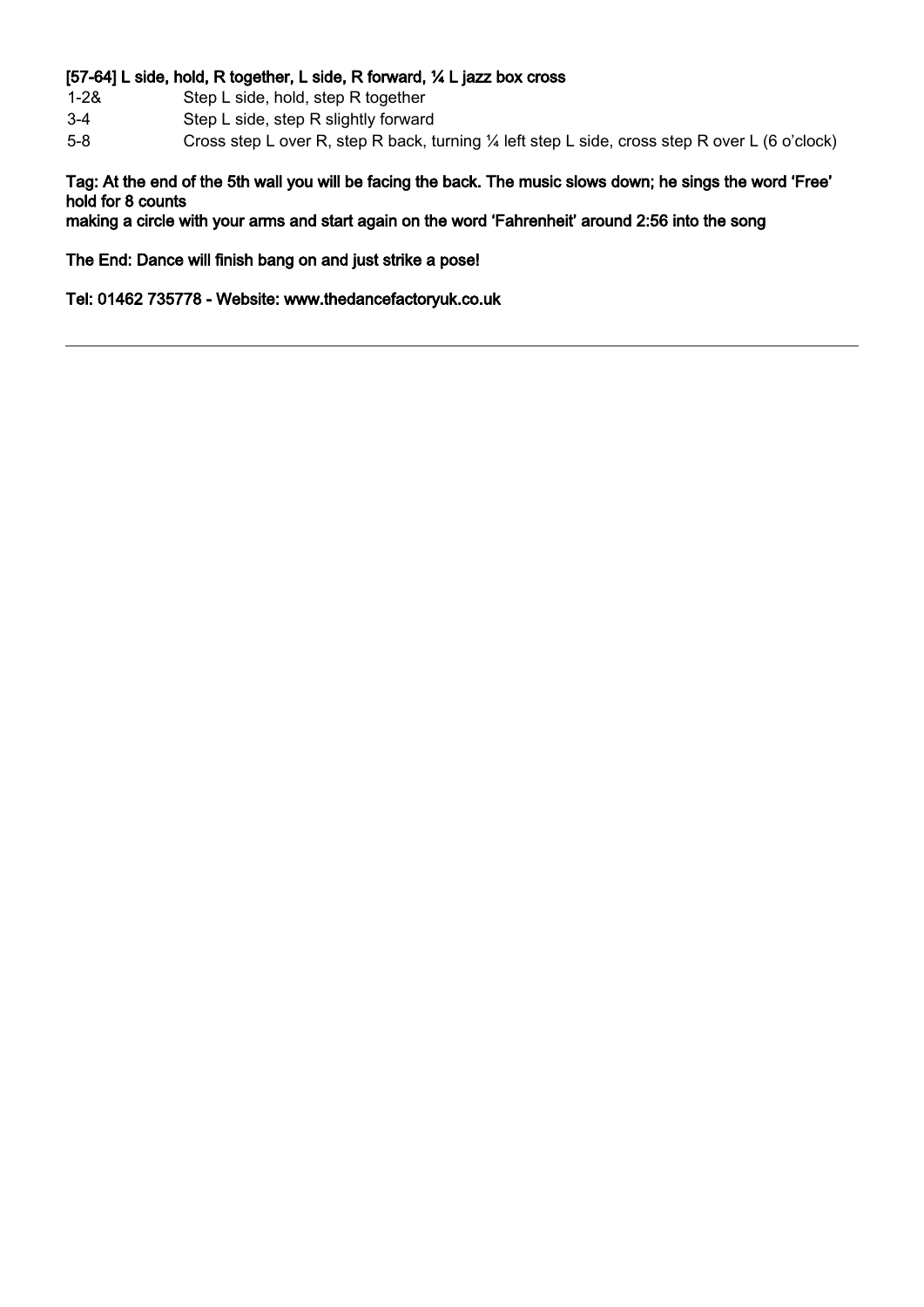**[57-64] L side, hold, R together, L side, R forward, ¼ L jazz box cross**

| | |
|---|---|
| 1-2& | Step L side, hold, step R together |
| 3-4 | Step L side, step R slightly forward |
| 5-8 | Cross step L over R, step R back, turning ¼ left step L side, cross step R over L (6 o'clock) |

**Tag: At the end of the 5th wall you will be facing the back. The music slows down; he sings the word 'Free' hold for 8 counts**
**making a circle with your arms and start again on the word 'Fahrenheit' around 2:56 into the song**

**The End: Dance will finish bang on and just strike a pose!**

**Tel: 01462 735778 - Website: www.thedancefactoryuk.co.uk**

---